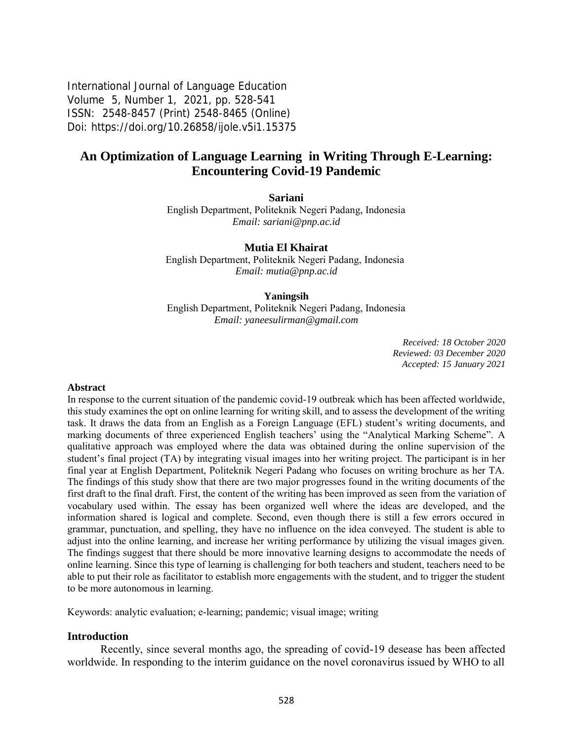# An Optimization of Language Learning in Writing Through E-Learning: Encountering Covid-19 Pandemic

**Sariani**
English Department, Politeknik Negeri Padang, Indonesia
*Email: sariani@pnp.ac.id*

**Mutia El Khairat**
English Department, Politeknik Negeri Padang, Indonesia
*Email: mutia@pnp.ac.id*

**Yaningsih**
English Department, Politeknik Negeri Padang, Indonesia
*Email: yaneesulirman@gmail.com*

*Received: 18 October 2020*
*Reviewed: 03 December 2020*
*Accepted: 15 January 2021*

**Abstract**

In response to the current situation of the pandemic covid-19 outbreak which has been affected worldwide, this study examines the opt on online learning for writing skill, and to assess the development of the writing task. It draws the data from an English as a Foreign Language (EFL) student's writing documents, and marking documents of three experienced English teachers' using the "Analytical Marking Scheme". A qualitative approach was employed where the data was obtained during the online supervision of the student's final project (TA) by integrating visual images into her writing project. The participant is in her final year at English Department, Politeknik Negeri Padang who focuses on writing brochure as her TA. The findings of this study show that there are two major progresses found in the writing documents of the first draft to the final draft. First, the content of the writing has been improved as seen from the variation of vocabulary used within. The essay has been organized well where the ideas are developed, and the information shared is logical and complete. Second, even though there is still a few errors occured in grammar, punctuation, and spelling, they have no influence on the idea conveyed. The student is able to adjust into the online learning, and increase her writing performance by utilizing the visual images given. The findings suggest that there should be more innovative learning designs to accommodate the needs of online learning. Since this type of learning is challenging for both teachers and student, teachers need to be able to put their role as facilitator to establish more engagements with the student, and to trigger the student to be more autonomous in learning.

Keywords: analytic evaluation; e-learning; pandemic; visual image; writing

## Introduction

Recently, since several months ago, the spreading of covid-19 desease has been affected worldwide. In responding to the interim guidance on the novel coronavirus issued by WHO to all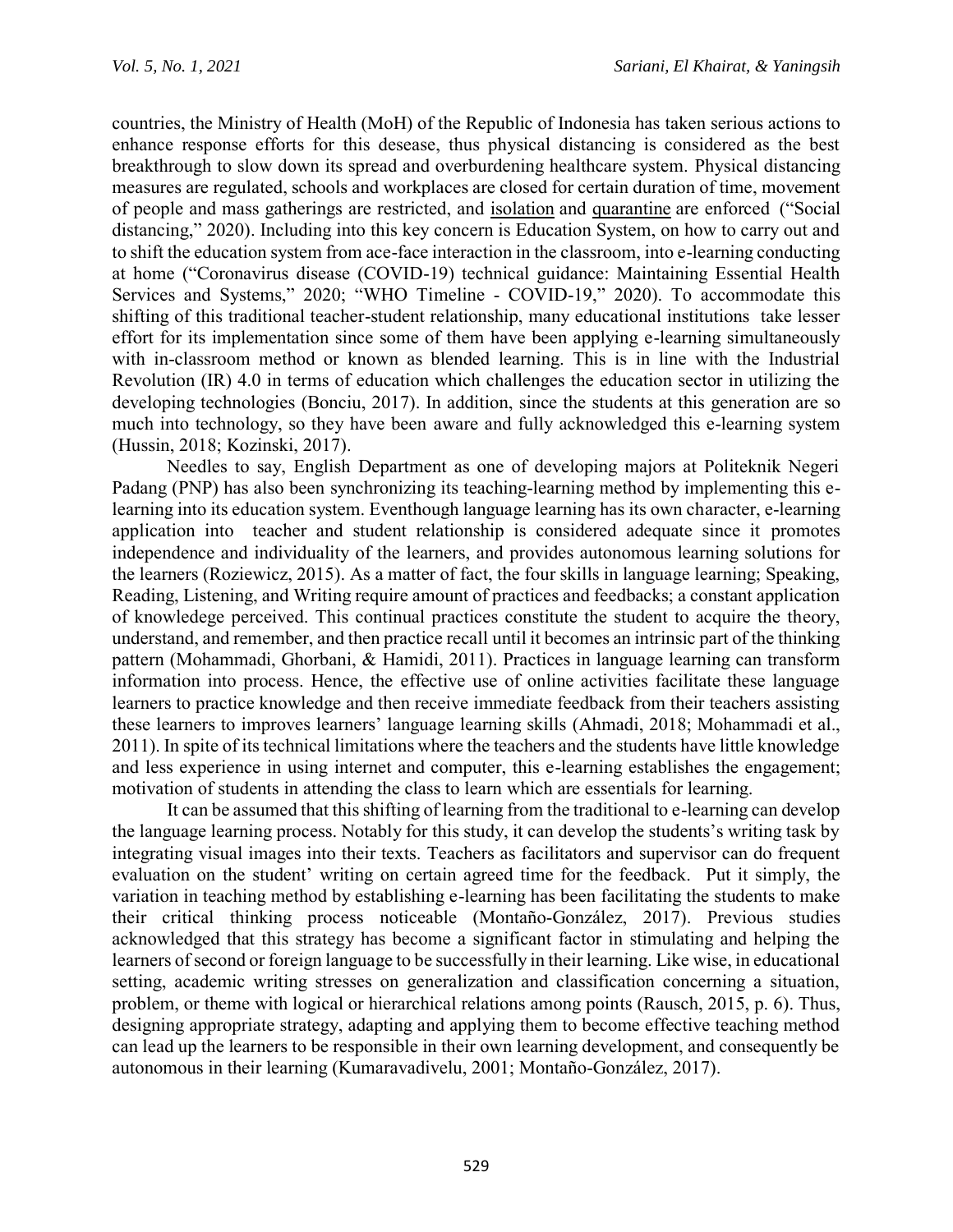countries, the Ministry of Health (MoH) of the Republic of Indonesia has taken serious actions to enhance response efforts for this desease, thus physical distancing is considered as the best breakthrough to slow down its spread and overburdening healthcare system. Physical distancing measures are regulated, schools and workplaces are closed for certain duration of time, movement of people and mass gatherings are restricted, and isolation and quarantine are enforced ("Social distancing," 2020). Including into this key concern is Education System, on how to carry out and to shift the education system from ace-face interaction in the classroom, into e-learning conducting at home ("Coronavirus disease (COVID-19) technical guidance: Maintaining Essential Health Services and Systems," 2020; "WHO Timeline - COVID-19," 2020). To accommodate this shifting of this traditional teacher-student relationship, many educational institutions take lesser effort for its implementation since some of them have been applying e-learning simultaneously with in-classroom method or known as blended learning. This is in line with the Industrial Revolution (IR) 4.0 in terms of education which challenges the education sector in utilizing the developing technologies (Bonciu, 2017). In addition, since the students at this generation are so much into technology, so they have been aware and fully acknowledged this e-learning system (Hussin, 2018; Kozinski, 2017).

Needles to say, English Department as one of developing majors at Politeknik Negeri Padang (PNP) has also been synchronizing its teaching-learning method by implementing this e-learning into its education system. Eventhough language learning has its own character, e-learning application into teacher and student relationship is considered adequate since it promotes independence and individuality of the learners, and provides autonomous learning solutions for the learners (Roziewicz, 2015). As a matter of fact, the four skills in language learning; Speaking, Reading, Listening, and Writing require amount of practices and feedbacks; a constant application of knowledege perceived. This continual practices constitute the student to acquire the theory, understand, and remember, and then practice recall until it becomes an intrinsic part of the thinking pattern (Mohammadi, Ghorbani, & Hamidi, 2011). Practices in language learning can transform information into process. Hence, the effective use of online activities facilitate these language learners to practice knowledge and then receive immediate feedback from their teachers assisting these learners to improves learners' language learning skills (Ahmadi, 2018; Mohammadi et al., 2011). In spite of its technical limitations where the teachers and the students have little knowledge and less experience in using internet and computer, this e-learning establishes the engagement; motivation of students in attending the class to learn which are essentials for learning.

It can be assumed that this shifting of learning from the traditional to e-learning can develop the language learning process. Notably for this study, it can develop the students's writing task by integrating visual images into their texts. Teachers as facilitators and supervisor can do frequent evaluation on the student' writing on certain agreed time for the feedback. Put it simply, the variation in teaching method by establishing e-learning has been facilitating the students to make their critical thinking process noticeable (Montaño-González, 2017). Previous studies acknowledged that this strategy has become a significant factor in stimulating and helping the learners of second or foreign language to be successfully in their learning. Like wise, in educational setting, academic writing stresses on generalization and classification concerning a situation, problem, or theme with logical or hierarchical relations among points (Rausch, 2015, p. 6). Thus, designing appropriate strategy, adapting and applying them to become effective teaching method can lead up the learners to be responsible in their own learning development, and consequently be autonomous in their learning (Kumaravadivelu, 2001; Montaño-González, 2017).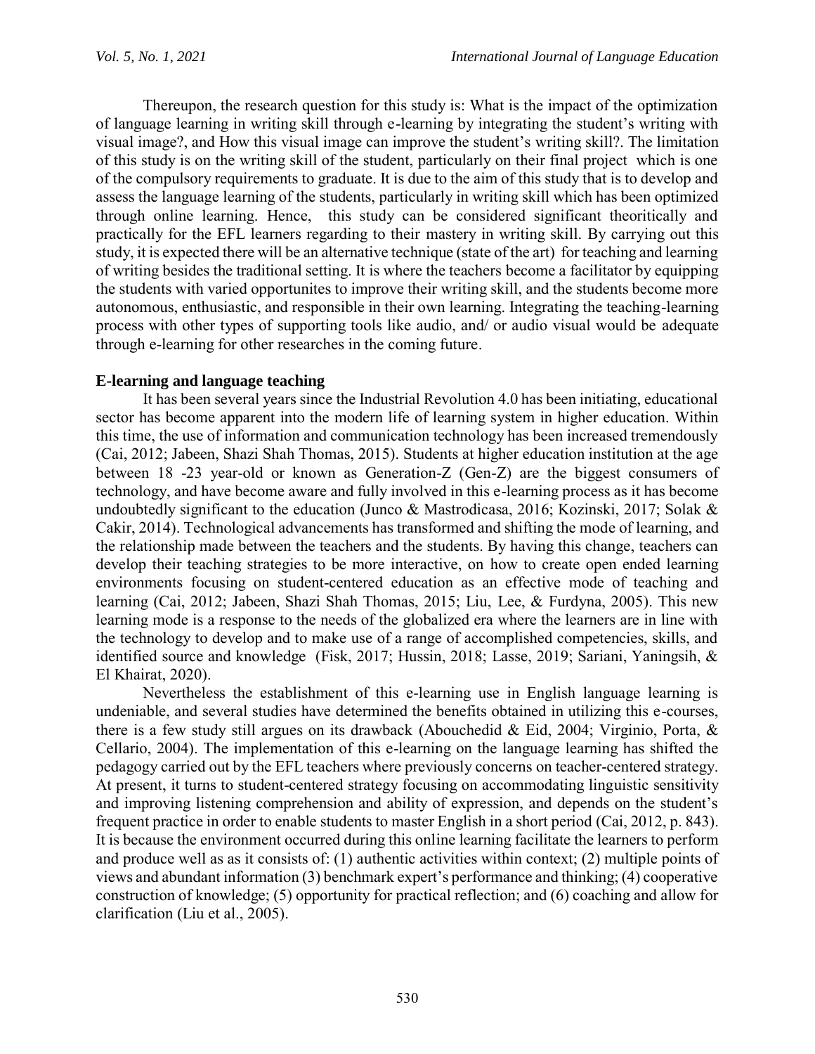Thereupon, the research question for this study is: What is the impact of the optimization of language learning in writing skill through e-learning by integrating the student's writing with visual image?, and How this visual image can improve the student's writing skill?. The limitation of this study is on the writing skill of the student, particularly on their final project which is one of the compulsory requirements to graduate. It is due to the aim of this study that is to develop and assess the language learning of the students, particularly in writing skill which has been optimized through online learning. Hence, this study can be considered significant theoritically and practically for the EFL learners regarding to their mastery in writing skill. By carrying out this study, it is expected there will be an alternative technique (state of the art) for teaching and learning of writing besides the traditional setting. It is where the teachers become a facilitator by equipping the students with varied opportunites to improve their writing skill, and the students become more autonomous, enthusiastic, and responsible in their own learning. Integrating the teaching-learning process with other types of supporting tools like audio, and/ or audio visual would be adequate through e-learning for other researches in the coming future.

### E-learning and language teaching

It has been several years since the Industrial Revolution 4.0 has been initiating, educational sector has become apparent into the modern life of learning system in higher education. Within this time, the use of information and communication technology has been increased tremendously (Cai, 2012; Jabeen, Shazi Shah Thomas, 2015). Students at higher education institution at the age between 18 -23 year-old or known as Generation-Z (Gen-Z) are the biggest consumers of technology, and have become aware and fully involved in this e-learning process as it has become undoubtedly significant to the education (Junco & Mastrodicasa, 2016; Kozinski, 2017; Solak & Cakir, 2014). Technological advancements has transformed and shifting the mode of learning, and the relationship made between the teachers and the students. By having this change, teachers can develop their teaching strategies to be more interactive, on how to create open ended learning environments focusing on student-centered education as an effective mode of teaching and learning (Cai, 2012; Jabeen, Shazi Shah Thomas, 2015; Liu, Lee, & Furdyna, 2005). This new learning mode is a response to the needs of the globalized era where the learners are in line with the technology to develop and to make use of a range of accomplished competencies, skills, and identified source and knowledge (Fisk, 2017; Hussin, 2018; Lasse, 2019; Sariani, Yaningsih, & El Khairat, 2020).

Nevertheless the establishment of this e-learning use in English language learning is undeniable, and several studies have determined the benefits obtained in utilizing this e-courses, there is a few study still argues on its drawback (Abouchedid & Eid, 2004; Virginio, Porta, & Cellario, 2004). The implementation of this e-learning on the language learning has shifted the pedagogy carried out by the EFL teachers where previously concerns on teacher-centered strategy. At present, it turns to student-centered strategy focusing on accommodating linguistic sensitivity and improving listening comprehension and ability of expression, and depends on the student's frequent practice in order to enable students to master English in a short period (Cai, 2012, p. 843). It is because the environment occurred during this online learning facilitate the learners to perform and produce well as as it consists of: (1) authentic activities within context; (2) multiple points of views and abundant information (3) benchmark expert's performance and thinking; (4) cooperative construction of knowledge; (5) opportunity for practical reflection; and (6) coaching and allow for clarification (Liu et al., 2005).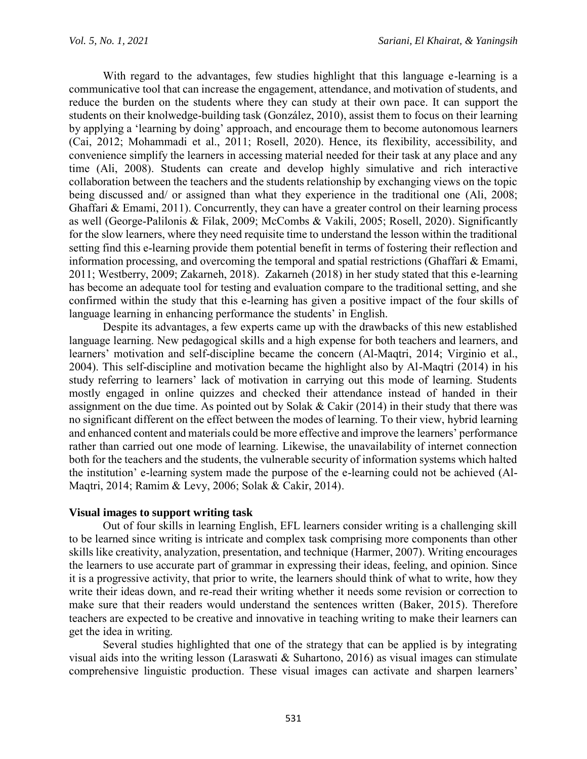With regard to the advantages, few studies highlight that this language e-learning is a communicative tool that can increase the engagement, attendance, and motivation of students, and reduce the burden on the students where they can study at their own pace. It can support the students on their knolwedge-building task (González, 2010), assist them to focus on their learning by applying a 'learning by doing' approach, and encourage them to become autonomous learners (Cai, 2012; Mohammadi et al., 2011; Rosell, 2020). Hence, its flexibility, accessibility, and convenience simplify the learners in accessing material needed for their task at any place and any time (Ali, 2008). Students can create and develop highly simulative and rich interactive collaboration between the teachers and the students relationship by exchanging views on the topic being discussed and/ or assigned than what they experience in the traditional one (Ali, 2008; Ghaffari & Emami, 2011). Concurrently, they can have a greater control on their learning process as well (George-Palilonis & Filak, 2009; McCombs & Vakili, 2005; Rosell, 2020). Significantly for the slow learners, where they need requisite time to understand the lesson within the traditional setting find this e-learning provide them potential benefit in terms of fostering their reflection and information processing, and overcoming the temporal and spatial restrictions (Ghaffari & Emami, 2011; Westberry, 2009; Zakarneh, 2018). Zakarneh (2018) in her study stated that this e-learning has become an adequate tool for testing and evaluation compare to the traditional setting, and she confirmed within the study that this e-learning has given a positive impact of the four skills of language learning in enhancing performance the students' in English.

Despite its advantages, a few experts came up with the drawbacks of this new established language learning. New pedagogical skills and a high expense for both teachers and learners, and learners' motivation and self-discipline became the concern (Al-Maqtri, 2014; Virginio et al., 2004). This self-discipline and motivation became the highlight also by Al-Maqtri (2014) in his study referring to learners' lack of motivation in carrying out this mode of learning. Students mostly engaged in online quizzes and checked their attendance instead of handed in their assignment on the due time. As pointed out by Solak & Cakir (2014) in their study that there was no significant different on the effect between the modes of learning. To their view, hybrid learning and enhanced content and materials could be more effective and improve the learners' performance rather than carried out one mode of learning. Likewise, the unavailability of internet connection both for the teachers and the students, the vulnerable security of information systems which halted the institution' e-learning system made the purpose of the e-learning could not be achieved (Al-Maqtri, 2014; Ramim & Levy, 2006; Solak & Cakir, 2014).

**Visual images to support writing task**

Out of four skills in learning English, EFL learners consider writing is a challenging skill to be learned since writing is intricate and complex task comprising more components than other skills like creativity, analyzation, presentation, and technique (Harmer, 2007). Writing encourages the learners to use accurate part of grammar in expressing their ideas, feeling, and opinion. Since it is a progressive activity, that prior to write, the learners should think of what to write, how they write their ideas down, and re-read their writing whether it needs some revision or correction to make sure that their readers would understand the sentences written (Baker, 2015). Therefore teachers are expected to be creative and innovative in teaching writing to make their learners can get the idea in writing.

Several studies highlighted that one of the strategy that can be applied is by integrating visual aids into the writing lesson (Laraswati & Suhartono, 2016) as visual images can stimulate comprehensive linguistic production. These visual images can activate and sharpen learners'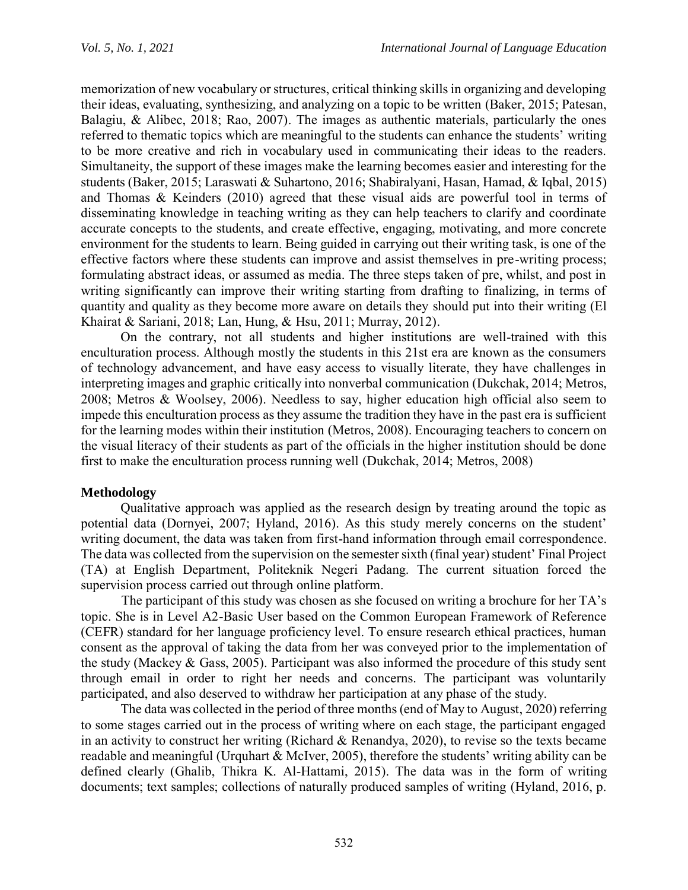memorization of new vocabulary or structures, critical thinking skills in organizing and developing their ideas, evaluating, synthesizing, and analyzing on a topic to be written (Baker, 2015; Patesan, Balagiu, & Alibec, 2018; Rao, 2007). The images as authentic materials, particularly the ones referred to thematic topics which are meaningful to the students can enhance the students' writing to be more creative and rich in vocabulary used in communicating their ideas to the readers. Simultaneity, the support of these images make the learning becomes easier and interesting for the students (Baker, 2015; Laraswati & Suhartono, 2016; Shabiralyani, Hasan, Hamad, & Iqbal, 2015) and Thomas & Keinders (2010) agreed that these visual aids are powerful tool in terms of disseminating knowledge in teaching writing as they can help teachers to clarify and coordinate accurate concepts to the students, and create effective, engaging, motivating, and more concrete environment for the students to learn. Being guided in carrying out their writing task, is one of the effective factors where these students can improve and assist themselves in pre-writing process; formulating abstract ideas, or assumed as media. The three steps taken of pre, whilst, and post in writing significantly can improve their writing starting from drafting to finalizing, in terms of quantity and quality as they become more aware on details they should put into their writing (El Khairat & Sariani, 2018; Lan, Hung, & Hsu, 2011; Murray, 2012).

On the contrary, not all students and higher institutions are well-trained with this enculturation process. Although mostly the students in this 21st era are known as the consumers of technology advancement, and have easy access to visually literate, they have challenges in interpreting images and graphic critically into nonverbal communication (Dukchak, 2014; Metros, 2008; Metros & Woolsey, 2006). Needless to say, higher education high official also seem to impede this enculturation process as they assume the tradition they have in the past era is sufficient for the learning modes within their institution (Metros, 2008). Encouraging teachers to concern on the visual literacy of their students as part of the officials in the higher institution should be done first to make the enculturation process running well (Dukchak, 2014; Metros, 2008)

## Methodology

Qualitative approach was applied as the research design by treating around the topic as potential data (Dornyei, 2007; Hyland, 2016). As this study merely concerns on the student' writing document, the data was taken from first-hand information through email correspondence. The data was collected from the supervision on the semester sixth (final year) student' Final Project (TA) at English Department, Politeknik Negeri Padang. The current situation forced the supervision process carried out through online platform.

The participant of this study was chosen as she focused on writing a brochure for her TA's topic. She is in Level A2-Basic User based on the Common European Framework of Reference (CEFR) standard for her language proficiency level. To ensure research ethical practices, human consent as the approval of taking the data from her was conveyed prior to the implementation of the study (Mackey & Gass, 2005). Participant was also informed the procedure of this study sent through email in order to right her needs and concerns. The participant was voluntarily participated, and also deserved to withdraw her participation at any phase of the study.

The data was collected in the period of three months (end of May to August, 2020) referring to some stages carried out in the process of writing where on each stage, the participant engaged in an activity to construct her writing (Richard & Renandya, 2020), to revise so the texts became readable and meaningful (Urquhart & McIver, 2005), therefore the students' writing ability can be defined clearly (Ghalib, Thikra K. Al-Hattami, 2015). The data was in the form of writing documents; text samples; collections of naturally produced samples of writing (Hyland, 2016, p.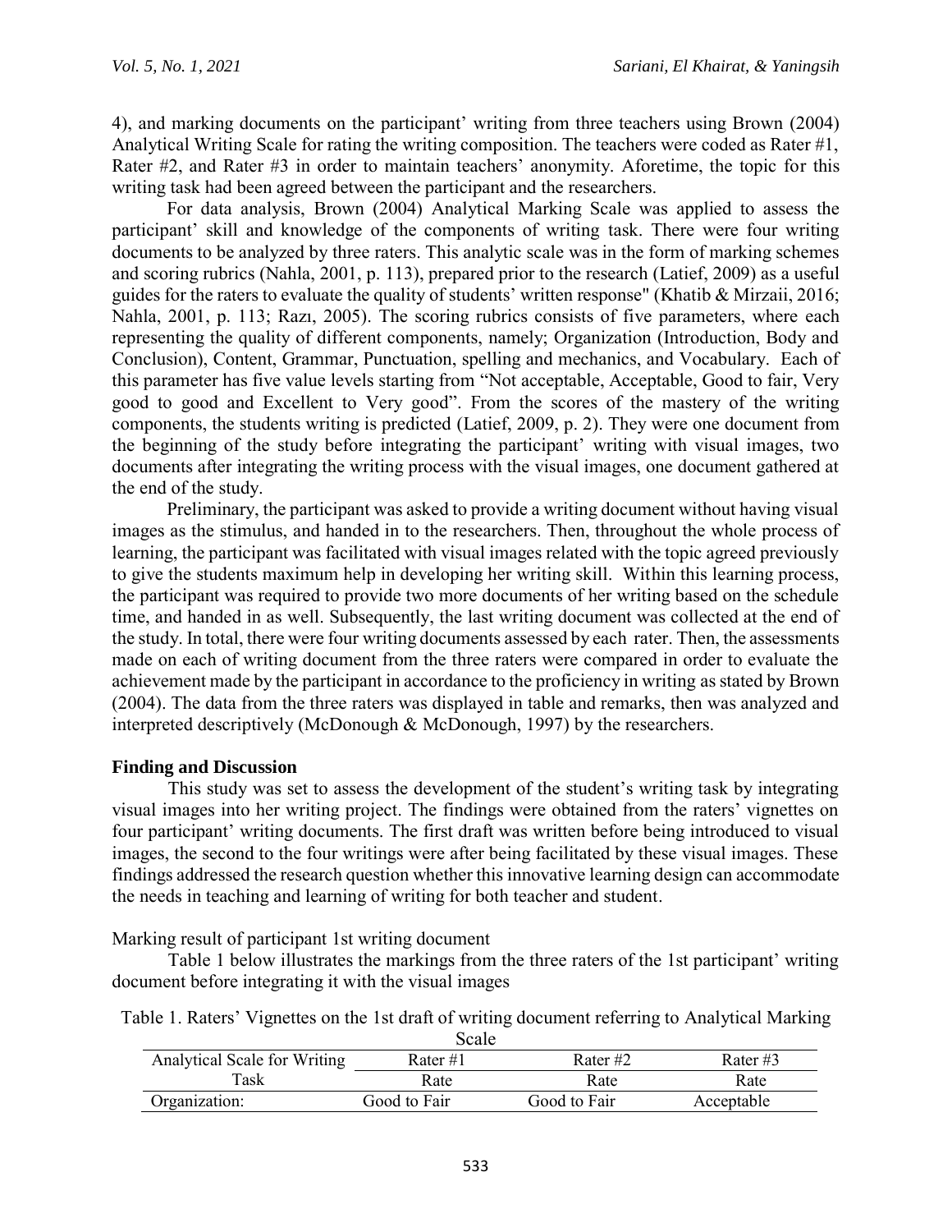4), and marking documents on the participant' writing from three teachers using Brown (2004) Analytical Writing Scale for rating the writing composition. The teachers were coded as Rater #1, Rater #2, and Rater #3 in order to maintain teachers' anonymity. Aforetime, the topic for this writing task had been agreed between the participant and the researchers.

For data analysis, Brown (2004) Analytical Marking Scale was applied to assess the participant' skill and knowledge of the components of writing task. There were four writing documents to be analyzed by three raters. This analytic scale was in the form of marking schemes and scoring rubrics (Nahla, 2001, p. 113), prepared prior to the research (Latief, 2009) as a useful guides for the raters to evaluate the quality of students' written response" (Khatib & Mirzaii, 2016; Nahla, 2001, p. 113; Razı, 2005). The scoring rubrics consists of five parameters, where each representing the quality of different components, namely; Organization (Introduction, Body and Conclusion), Content, Grammar, Punctuation, spelling and mechanics, and Vocabulary. Each of this parameter has five value levels starting from "Not acceptable, Acceptable, Good to fair, Very good to good and Excellent to Very good". From the scores of the mastery of the writing components, the students writing is predicted (Latief, 2009, p. 2). They were one document from the beginning of the study before integrating the participant' writing with visual images, two documents after integrating the writing process with the visual images, one document gathered at the end of the study.

Preliminary, the participant was asked to provide a writing document without having visual images as the stimulus, and handed in to the researchers. Then, throughout the whole process of learning, the participant was facilitated with visual images related with the topic agreed previously to give the students maximum help in developing her writing skill. Within this learning process, the participant was required to provide two more documents of her writing based on the schedule time, and handed in as well. Subsequently, the last writing document was collected at the end of the study. In total, there were four writing documents assessed by each rater. Then, the assessments made on each of writing document from the three raters were compared in order to evaluate the achievement made by the participant in accordance to the proficiency in writing as stated by Brown (2004). The data from the three raters was displayed in table and remarks, then was analyzed and interpreted descriptively (McDonough & McDonough, 1997) by the researchers.

## Finding and Discussion

This study was set to assess the development of the student's writing task by integrating visual images into her writing project. The findings were obtained from the raters' vignettes on four participant' writing documents. The first draft was written before being introduced to visual images, the second to the four writings were after being facilitated by these visual images. These findings addressed the research question whether this innovative learning design can accommodate the needs in teaching and learning of writing for both teacher and student.

Marking result of participant 1st writing document

Table 1 below illustrates the markings from the three raters of the 1st participant' writing document before integrating it with the visual images

Table 1. Raters' Vignettes on the 1st draft of writing document referring to Analytical Marking Scale

| Analytical Scale for Writing Task | Rater #1 Rate | Rater #2 Rate | Rater #3 Rate |
|---|---|---|---|
| Organization: | Good to Fair | Good to Fair | Acceptable |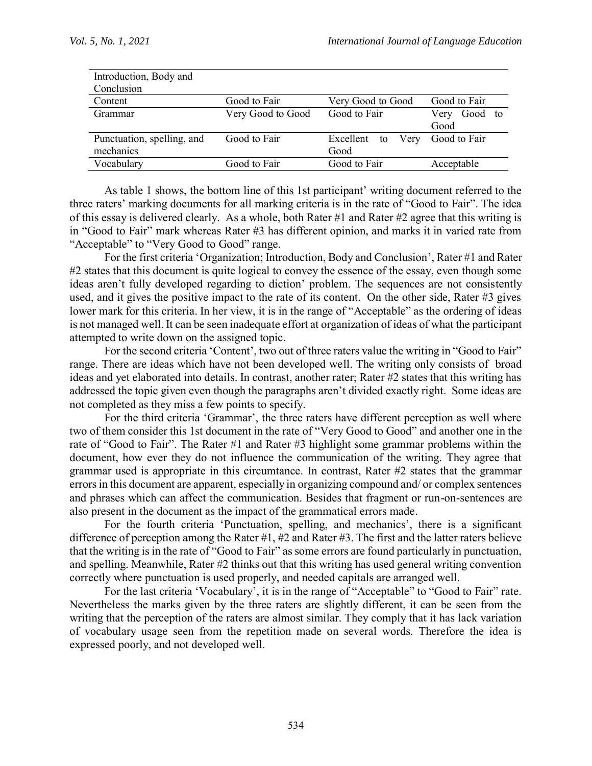| Introduction, Body and Conclusion | | | |
|---|---|---|---|
| Content | Good to Fair | Very Good to Good | Good to Fair |
| Grammar | Very Good to Good | Good to Fair | Very Good to Good |
| Punctuation, spelling, and mechanics | Good to Fair | Excellent to Very Good | Good to Fair |
| Vocabulary | Good to Fair | Good to Fair | Acceptable |

As table 1 shows, the bottom line of this 1st participant' writing document referred to the three raters' marking documents for all marking criteria is in the rate of "Good to Fair". The idea of this essay is delivered clearly. As a whole, both Rater #1 and Rater #2 agree that this writing is in "Good to Fair" mark whereas Rater #3 has different opinion, and marks it in varied rate from "Acceptable" to "Very Good to Good" range.

For the first criteria 'Organization; Introduction, Body and Conclusion', Rater #1 and Rater #2 states that this document is quite logical to convey the essence of the essay, even though some ideas aren't fully developed regarding to diction' problem. The sequences are not consistently used, and it gives the positive impact to the rate of its content. On the other side, Rater #3 gives lower mark for this criteria. In her view, it is in the range of "Acceptable" as the ordering of ideas is not managed well. It can be seen inadequate effort at organization of ideas of what the participant attempted to write down on the assigned topic.

For the second criteria 'Content', two out of three raters value the writing in "Good to Fair" range. There are ideas which have not been developed well. The writing only consists of broad ideas and yet elaborated into details. In contrast, another rater; Rater #2 states that this writing has addressed the topic given even though the paragraphs aren't divided exactly right. Some ideas are not completed as they miss a few points to specify.

For the third criteria 'Grammar', the three raters have different perception as well where two of them consider this 1st document in the rate of "Very Good to Good" and another one in the rate of "Good to Fair". The Rater #1 and Rater #3 highlight some grammar problems within the document, how ever they do not influence the communication of the writing. They agree that grammar used is appropriate in this circumtance. In contrast, Rater #2 states that the grammar errors in this document are apparent, especially in organizing compound and/ or complex sentences and phrases which can affect the communication. Besides that fragment or run-on-sentences are also present in the document as the impact of the grammatical errors made.

For the fourth criteria 'Punctuation, spelling, and mechanics', there is a significant difference of perception among the Rater #1, #2 and Rater #3. The first and the latter raters believe that the writing is in the rate of "Good to Fair" as some errors are found particularly in punctuation, and spelling. Meanwhile, Rater #2 thinks out that this writing has used general writing convention correctly where punctuation is used properly, and needed capitals are arranged well.

For the last criteria 'Vocabulary', it is in the range of "Acceptable" to "Good to Fair" rate. Nevertheless the marks given by the three raters are slightly different, it can be seen from the writing that the perception of the raters are almost similar. They comply that it has lack variation of vocabulary usage seen from the repetition made on several words. Therefore the idea is expressed poorly, and not developed well.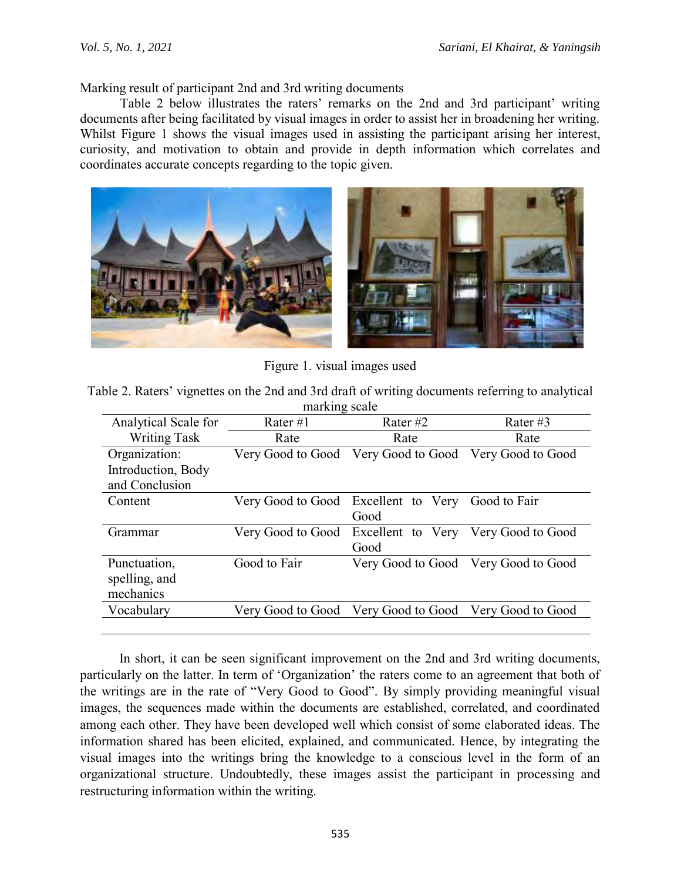Marking result of participant 2nd and 3rd writing documents

Table 2 below illustrates the raters' remarks on the 2nd and 3rd participant' writing documents after being facilitated by visual images in order to assist her in broadening her writing. Whilst Figure 1 shows the visual images used in assisting the participant arising her interest, curiosity, and motivation to obtain and provide in depth information which correlates and coordinates accurate concepts regarding to the topic given.

Figure 1. visual images used

Table 2. Raters' vignettes on the 2nd and 3rd draft of writing documents referring to analytical marking scale

| Analytical Scale for Writing Task | Rater #1 | Rater #2 | Rater #3 |
|---|---|---|---|
| | Rate | Rate | Rate |
| Organization: Introduction, Body and Conclusion | Very Good to Good | Very Good to Good | Very Good to Good |
| Content | Very Good to Good | Excellent to Very Good | Good to Fair |
| Grammar | Very Good to Good | Excellent to Very Good | Very Good to Good |
| Punctuation, spelling, and mechanics | Good to Fair | Very Good to Good | Very Good to Good |
| Vocabulary | Very Good to Good | Very Good to Good | Very Good to Good |

In short, it can be seen significant improvement on the 2nd and 3rd writing documents, particularly on the latter. In term of 'Organization' the raters come to an agreement that both of the writings are in the rate of "Very Good to Good". By simply providing meaningful visual images, the sequences made within the documents are established, correlated, and coordinated among each other. They have been developed well which consist of some elaborated ideas. The information shared has been elicited, explained, and communicated. Hence, by integrating the visual images into the writings bring the knowledge to a conscious level in the form of an organizational structure. Undoubtedly, these images assist the participant in processing and restructuring information within the writing.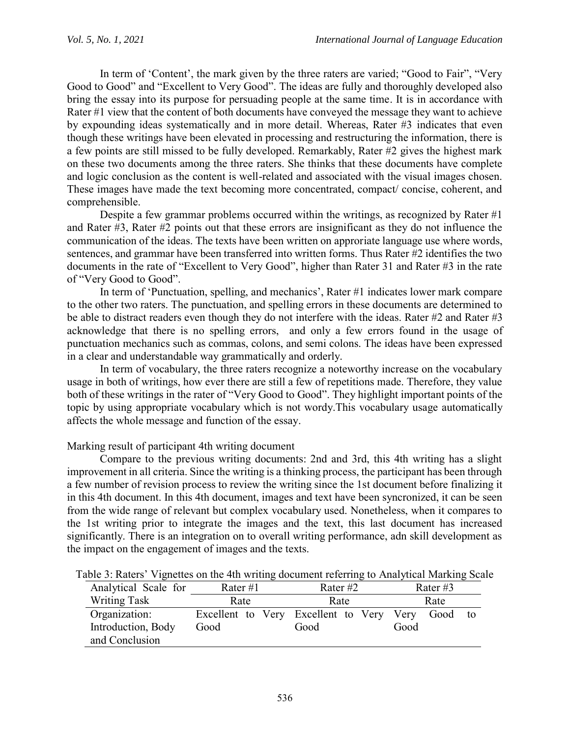In term of 'Content', the mark given by the three raters are varied; "Good to Fair", "Very Good to Good" and "Excellent to Very Good". The ideas are fully and thoroughly developed also bring the essay into its purpose for persuading people at the same time. It is in accordance with Rater #1 view that the content of both documents have conveyed the message they want to achieve by expounding ideas systematically and in more detail. Whereas, Rater #3 indicates that even though these writings have been elevated in processing and restructuring the information, there is a few points are still missed to be fully developed. Remarkably, Rater #2 gives the highest mark on these two documents among the three raters. She thinks that these documents have complete and logic conclusion as the content is well-related and associated with the visual images chosen. These images have made the text becoming more concentrated, compact/ concise, coherent, and comprehensible.

Despite a few grammar problems occurred within the writings, as recognized by Rater #1 and Rater #3, Rater #2 points out that these errors are insignificant as they do not influence the communication of the ideas. The texts have been written on approriate language use where words, sentences, and grammar have been transferred into written forms. Thus Rater #2 identifies the two documents in the rate of "Excellent to Very Good", higher than Rater 31 and Rater #3 in the rate of "Very Good to Good".

In term of 'Punctuation, spelling, and mechanics', Rater #1 indicates lower mark compare to the other two raters. The punctuation, and spelling errors in these documents are determined to be able to distract readers even though they do not interfere with the ideas. Rater #2 and Rater #3 acknowledge that there is no spelling errors, and only a few errors found in the usage of punctuation mechanics such as commas, colons, and semi colons. The ideas have been expressed in a clear and understandable way grammatically and orderly.

In term of vocabulary, the three raters recognize a noteworthy increase on the vocabulary usage in both of writings, how ever there are still a few of repetitions made. Therefore, they value both of these writings in the rater of "Very Good to Good". They highlight important points of the topic by using appropriate vocabulary which is not wordy.This vocabulary usage automatically affects the whole message and function of the essay.

Marking result of participant 4th writing document

Compare to the previous writing documents: 2nd and 3rd, this 4th writing has a slight improvement in all criteria. Since the writing is a thinking process, the participant has been through a few number of revision process to review the writing since the 1st document before finalizing it in this 4th document. In this 4th document, images and text have been syncronized, it can be seen from the wide range of relevant but complex vocabulary used. Nonetheless, when it compares to the 1st writing prior to integrate the images and the text, this last document has increased significantly. There is an integration on to overall writing performance, adn skill development as the impact on the engagement of images and the texts.

Table 3: Raters' Vignettes on the 4th writing document referring to Analytical Marking Scale

| Analytical Scale for Writing Task | Rater #1 Rate | Rater #2 Rate | Rater #3 Rate |
|---|---|---|---|
| Organization: Introduction, Body and Conclusion | Excellent to Very Good | Excellent to Very Good | Very Good to Good |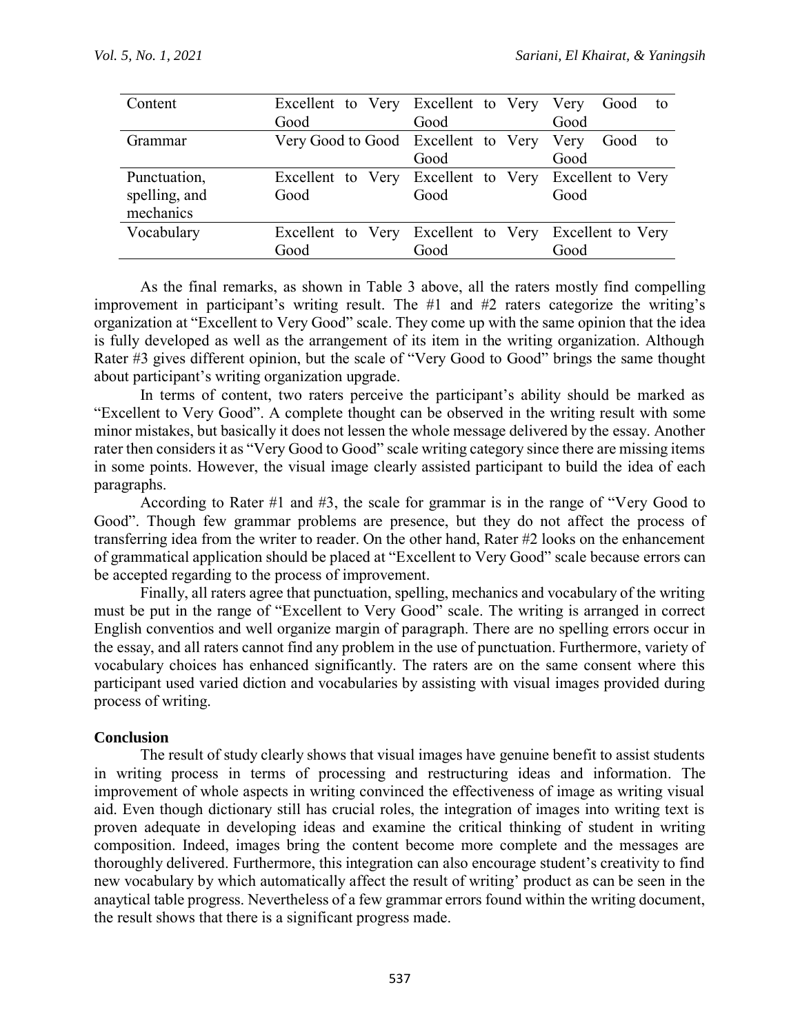| Content | Excellent to Very Good | Excellent to Very Good | Very Good to Good |
|---|---|---|---|
| Grammar | Very Good to Good | Excellent to Very Good | Very Good to Good |
| Punctuation, spelling, and mechanics | Excellent to Very Good | Excellent to Very Good | Excellent to Very Good |
| Vocabulary | Excellent to Very Good | Excellent to Very Good | Excellent to Very Good |

As the final remarks, as shown in Table 3 above, all the raters mostly find compelling improvement in participant's writing result. The #1 and #2 raters categorize the writing's organization at "Excellent to Very Good" scale. They come up with the same opinion that the idea is fully developed as well as the arrangement of its item in the writing organization. Although Rater #3 gives different opinion, but the scale of "Very Good to Good" brings the same thought about participant's writing organization upgrade.

In terms of content, two raters perceive the participant's ability should be marked as "Excellent to Very Good". A complete thought can be observed in the writing result with some minor mistakes, but basically it does not lessen the whole message delivered by the essay. Another rater then considers it as "Very Good to Good" scale writing category since there are missing items in some points. However, the visual image clearly assisted participant to build the idea of each paragraphs.

According to Rater #1 and #3, the scale for grammar is in the range of "Very Good to Good". Though few grammar problems are presence, but they do not affect the process of transferring idea from the writer to reader. On the other hand, Rater #2 looks on the enhancement of grammatical application should be placed at "Excellent to Very Good" scale because errors can be accepted regarding to the process of improvement.

Finally, all raters agree that punctuation, spelling, mechanics and vocabulary of the writing must be put in the range of "Excellent to Very Good" scale. The writing is arranged in correct English conventios and well organize margin of paragraph. There are no spelling errors occur in the essay, and all raters cannot find any problem in the use of punctuation. Furthermore, variety of vocabulary choices has enhanced significantly. The raters are on the same consent where this participant used varied diction and vocabularies by assisting with visual images provided during process of writing.

## Conclusion

The result of study clearly shows that visual images have genuine benefit to assist students in writing process in terms of processing and restructuring ideas and information. The improvement of whole aspects in writing convinced the effectiveness of image as writing visual aid. Even though dictionary still has crucial roles, the integration of images into writing text is proven adequate in developing ideas and examine the critical thinking of student in writing composition. Indeed, images bring the content become more complete and the messages are thoroughly delivered. Furthermore, this integration can also encourage student's creativity to find new vocabulary by which automatically affect the result of writing' product as can be seen in the anaytical table progress. Nevertheless of a few grammar errors found within the writing document, the result shows that there is a significant progress made.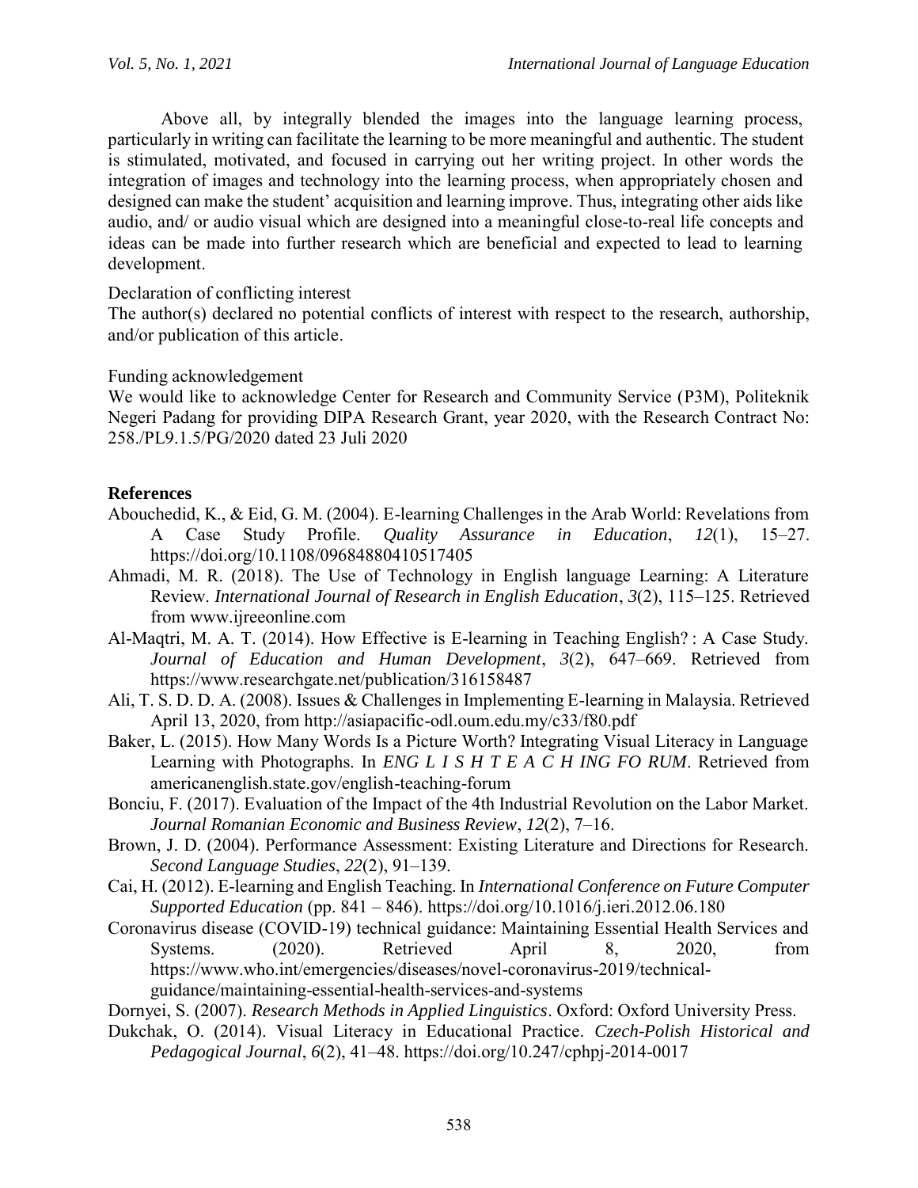Above all, by integrally blended the images into the language learning process, particularly in writing can facilitate the learning to be more meaningful and authentic. The student is stimulated, motivated, and focused in carrying out her writing project. In other words the integration of images and technology into the learning process, when appropriately chosen and designed can make the student' acquisition and learning improve. Thus, integrating other aids like audio, and/ or audio visual which are designed into a meaningful close-to-real life concepts and ideas can be made into further research which are beneficial and expected to lead to learning development.

Declaration of conflicting interest
The author(s) declared no potential conflicts of interest with respect to the research, authorship, and/or publication of this article.

Funding acknowledgement
We would like to acknowledge Center for Research and Community Service (P3M), Politeknik Negeri Padang for providing DIPA Research Grant, year 2020, with the Research Contract No: 258./PL9.1.5/PG/2020 dated 23 Juli 2020

## References

Abouchedid, K., & Eid, G. M. (2004). E-learning Challenges in the Arab World: Revelations from A Case Study Profile. *Quality Assurance in Education*, *12*(1), 15–27. https://doi.org/10.1108/09684880410517405

Ahmadi, M. R. (2018). The Use of Technology in English language Learning: A Literature Review. *International Journal of Research in English Education*, *3*(2), 115–125. Retrieved from www.ijreeonline.com

Al-Maqtri, M. A. T. (2014). How Effective is E-learning in Teaching English? : A Case Study. *Journal of Education and Human Development*, *3*(2), 647–669. Retrieved from https://www.researchgate.net/publication/316158487

Ali, T. S. D. D. A. (2008). Issues & Challenges in Implementing E-learning in Malaysia. Retrieved April 13, 2020, from http://asiapacific-odl.oum.edu.my/c33/f80.pdf

Baker, L. (2015). How Many Words Is a Picture Worth? Integrating Visual Literacy in Language Learning with Photographs. In *ENG L I S H T E A C H ING FO RUM*. Retrieved from americanenglish.state.gov/english-teaching-forum

Bonciu, F. (2017). Evaluation of the Impact of the 4th Industrial Revolution on the Labor Market. *Journal Romanian Economic and Business Review*, *12*(2), 7–16.

Brown, J. D. (2004). Performance Assessment: Existing Literature and Directions for Research. *Second Language Studies*, *22*(2), 91–139.

Cai, H. (2012). E-learning and English Teaching. In *International Conference on Future Computer Supported Education* (pp. 841 – 846). https://doi.org/10.1016/j.ieri.2012.06.180

Coronavirus disease (COVID-19) technical guidance: Maintaining Essential Health Services and Systems. (2020). Retrieved April 8, 2020, from https://www.who.int/emergencies/diseases/novel-coronavirus-2019/technical-guidance/maintaining-essential-health-services-and-systems

Dornyei, S. (2007). *Research Methods in Applied Linguistics*. Oxford: Oxford University Press.

Dukchak, O. (2014). Visual Literacy in Educational Practice. *Czech-Polish Historical and Pedagogical Journal*, *6*(2), 41–48. https://doi.org/10.247/cphpj-2014-0017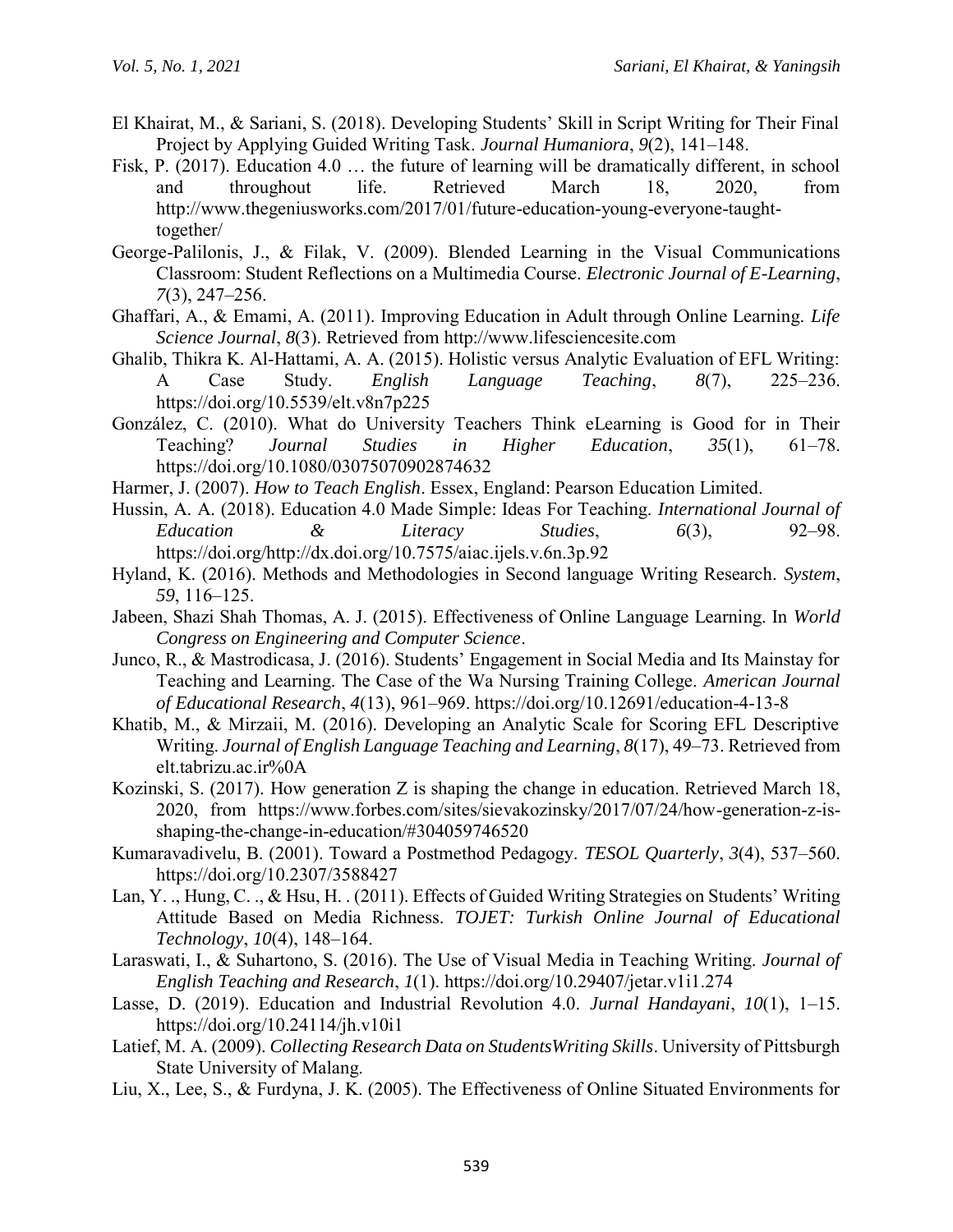El Khairat, M., & Sariani, S. (2018). Developing Students' Skill in Script Writing for Their Final Project by Applying Guided Writing Task. *Journal Humaniora*, *9*(2), 141–148.

Fisk, P. (2017). Education 4.0 … the future of learning will be dramatically different, in school and throughout life. Retrieved March 18, 2020, from http://www.thegeniusworks.com/2017/01/future-education-young-everyone-taught-together/

George-Palilonis, J., & Filak, V. (2009). Blended Learning in the Visual Communications Classroom: Student Reflections on a Multimedia Course. *Electronic Journal of E-Learning*, *7*(3), 247–256.

Ghaffari, A., & Emami, A. (2011). Improving Education in Adult through Online Learning. *Life Science Journal*, *8*(3). Retrieved from http://www.lifesciencesite.com

Ghalib, Thikra K. Al-Hattami, A. A. (2015). Holistic versus Analytic Evaluation of EFL Writing: A Case Study. *English Language Teaching*, *8*(7), 225–236. https://doi.org/10.5539/elt.v8n7p225

González, C. (2010). What do University Teachers Think eLearning is Good for in Their Teaching? *Journal Studies in Higher Education*, *35*(1), 61–78. https://doi.org/10.1080/03075070902874632

Harmer, J. (2007). *How to Teach English*. Essex, England: Pearson Education Limited.

Hussin, A. A. (2018). Education 4.0 Made Simple: Ideas For Teaching. *International Journal of Education & Literacy Studies*, *6*(3), 92–98. https://doi.org/http://dx.doi.org/10.7575/aiac.ijels.v.6n.3p.92

Hyland, K. (2016). Methods and Methodologies in Second language Writing Research. *System*, *59*, 116–125.

Jabeen, Shazi Shah Thomas, A. J. (2015). Effectiveness of Online Language Learning. In *World Congress on Engineering and Computer Science*.

Junco, R., & Mastrodicasa, J. (2016). Students' Engagement in Social Media and Its Mainstay for Teaching and Learning. The Case of the Wa Nursing Training College. *American Journal of Educational Research*, *4*(13), 961–969. https://doi.org/10.12691/education-4-13-8

Khatib, M., & Mirzaii, M. (2016). Developing an Analytic Scale for Scoring EFL Descriptive Writing. *Journal of English Language Teaching and Learning*, *8*(17), 49–73. Retrieved from elt.tabrizu.ac.ir%0A

Kozinski, S. (2017). How generation Z is shaping the change in education. Retrieved March 18, 2020, from https://www.forbes.com/sites/sievakozinsky/2017/07/24/how-generation-z-is-shaping-the-change-in-education/#304059746520

Kumaravadivelu, B. (2001). Toward a Postmethod Pedagogy. *TESOL Quarterly*, *3*(4), 537–560. https://doi.org/10.2307/3588427

Lan, Y. ., Hung, C. ., & Hsu, H. . (2011). Effects of Guided Writing Strategies on Students' Writing Attitude Based on Media Richness. *TOJET: Turkish Online Journal of Educational Technology*, *10*(4), 148–164.

Laraswati, I., & Suhartono, S. (2016). The Use of Visual Media in Teaching Writing. *Journal of English Teaching and Research*, *1*(1). https://doi.org/10.29407/jetar.v1i1.274

Lasse, D. (2019). Education and Industrial Revolution 4.0. *Jurnal Handayani*, *10*(1), 1–15. https://doi.org/10.24114/jh.v10i1

Latief, M. A. (2009). *Collecting Research Data on StudentsWriting Skills*. University of Pittsburgh State University of Malang.

Liu, X., Lee, S., & Furdyna, J. K. (2005). The Effectiveness of Online Situated Environments for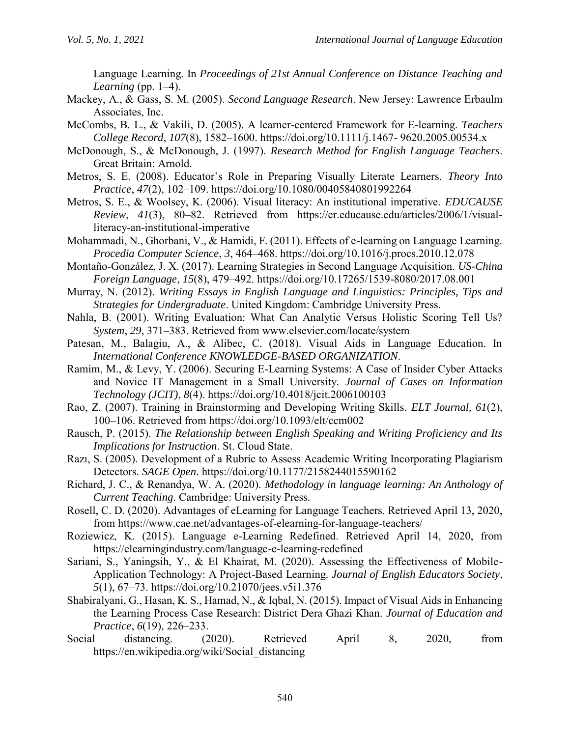Language Learning. In *Proceedings of 21st Annual Conference on Distance Teaching and Learning* (pp. 1–4).

Mackey, A., & Gass, S. M. (2005). *Second Language Research*. New Jersey: Lawrence Erbaulm Associates, Inc.

McCombs, B. L., & Vakili, D. (2005). A learner-centered Framework for E-learning. *Teachers College Record*, *107*(8), 1582–1600. https://doi.org/10.1111/j.1467- 9620.2005.00534.x

McDonough, S., & McDonough, J. (1997). *Research Method for English Language Teachers*. Great Britain: Arnold.

Metros, S. E. (2008). Educator's Role in Preparing Visually Literate Learners. *Theory Into Practice*, *47*(2), 102–109. https://doi.org/10.1080/00405840801992264

Metros, S. E., & Woolsey, K. (2006). Visual literacy: An institutional imperative. *EDUCAUSE Review*, *41*(3), 80–82. Retrieved from https://er.educause.edu/articles/2006/1/visual-literacy-an-institutional-imperative

Mohammadi, N., Ghorbani, V., & Hamidi, F. (2011). Effects of e-learning on Language Learning. *Procedia Computer Science*, *3*, 464–468. https://doi.org/10.1016/j.procs.2010.12.078

Montaño-González, J. X. (2017). Learning Strategies in Second Language Acquisition. *US-China Foreign Language*, *15*(8), 479–492. https://doi.org/10.17265/1539-8080/2017.08.001

Murray, N. (2012). *Writing Essays in English Language and Linguistics: Principles, Tips and Strategies for Undergraduate*. United Kingdom: Cambridge University Press.

Nahla, B. (2001). Writing Evaluation: What Can Analytic Versus Holistic Scoring Tell Us? *System*, *29*, 371–383. Retrieved from www.elsevier.com/locate/system

Patesan, M., Balagiu, A., & Alibec, C. (2018). Visual Aids in Language Education. In *International Conference KNOWLEDGE-BASED ORGANIZATION*.

Ramim, M., & Levy, Y. (2006). Securing E-Learning Systems: A Case of Insider Cyber Attacks and Novice IT Management in a Small University. *Journal of Cases on Information Technology (JCIT)*, *8*(4). https://doi.org/10.4018/jcit.2006100103

Rao, Z. (2007). Training in Brainstorming and Developing Writing Skills. *ELT Journal*, *61*(2), 100–106. Retrieved from https://doi.org/10.1093/elt/ccm002

Rausch, P. (2015). *The Relationship between English Speaking and Writing Proficiency and Its Implications for Instruction*. St. Cloud State.

Razı, S. (2005). Development of a Rubric to Assess Academic Writing Incorporating Plagiarism Detectors. *SAGE Open*. https://doi.org/10.1177/2158244015590162

Richard, J. C., & Renandya, W. A. (2020). *Methodology in language learning: An Anthology of Current Teaching*. Cambridge: University Press.

Rosell, C. D. (2020). Advantages of eLearning for Language Teachers. Retrieved April 13, 2020, from https://www.cae.net/advantages-of-elearning-for-language-teachers/

Roziewicz, K. (2015). Language e-Learning Redefined. Retrieved April 14, 2020, from https://elearningindustry.com/language-e-learning-redefined

Sariani, S., Yaningsih, Y., & El Khairat, M. (2020). Assessing the Effectiveness of Mobile-Application Technology: A Project-Based Learning. *Journal of English Educators Society*, *5*(1), 67–73. https://doi.org/10.21070/jees.v5i1.376

Shabiralyani, G., Hasan, K. S., Hamad, N., & Iqbal, N. (2015). Impact of Visual Aids in Enhancing the Learning Process Case Research: District Dera Ghazi Khan. *Journal of Education and Practice*, *6*(19), 226–233.

Social distancing. (2020). Retrieved April 8, 2020, from https://en.wikipedia.org/wiki/Social_distancing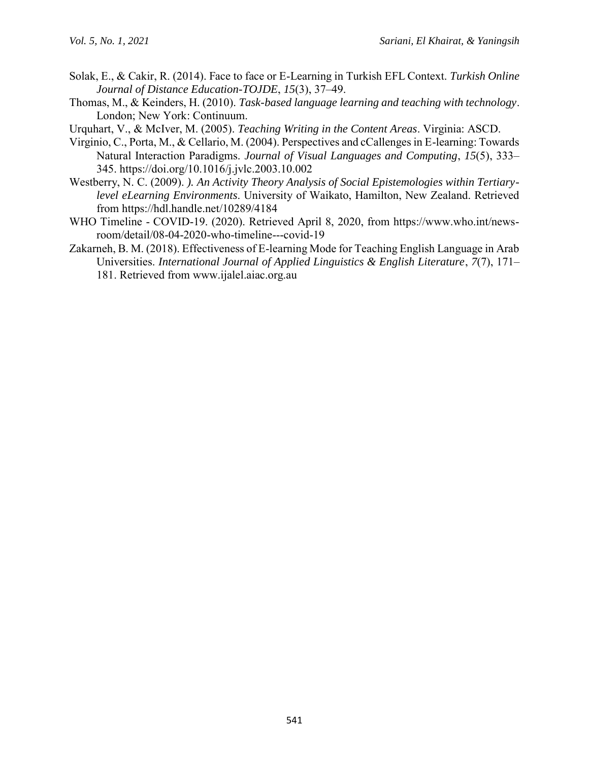Solak, E., & Cakir, R. (2014). Face to face or E-Learning in Turkish EFL Context. *Turkish Online Journal of Distance Education-TOJDE*, *15*(3), 37–49.

Thomas, M., & Keinders, H. (2010). *Task-based language learning and teaching with technology*. London; New York: Continuum.

Urquhart, V., & McIver, M. (2005). *Teaching Writing in the Content Areas*. Virginia: ASCD.

Virginio, C., Porta, M., & Cellario, M. (2004). Perspectives and cCallenges in E-learning: Towards Natural Interaction Paradigms. *Journal of Visual Languages and Computing*, *15*(5), 333–345. https://doi.org/10.1016/j.jvlc.2003.10.002

Westberry, N. C. (2009). *). An Activity Theory Analysis of Social Epistemologies within Tertiary-level eLearning Environments*. University of Waikato, Hamilton, New Zealand. Retrieved from https://hdl.handle.net/10289/4184

WHO Timeline - COVID-19. (2020). Retrieved April 8, 2020, from https://www.who.int/news-room/detail/08-04-2020-who-timeline---covid-19

Zakarneh, B. M. (2018). Effectiveness of E-learning Mode for Teaching English Language in Arab Universities. *International Journal of Applied Linguistics & English Literature*, *7*(7), 171–181. Retrieved from www.ijalel.aiac.org.au